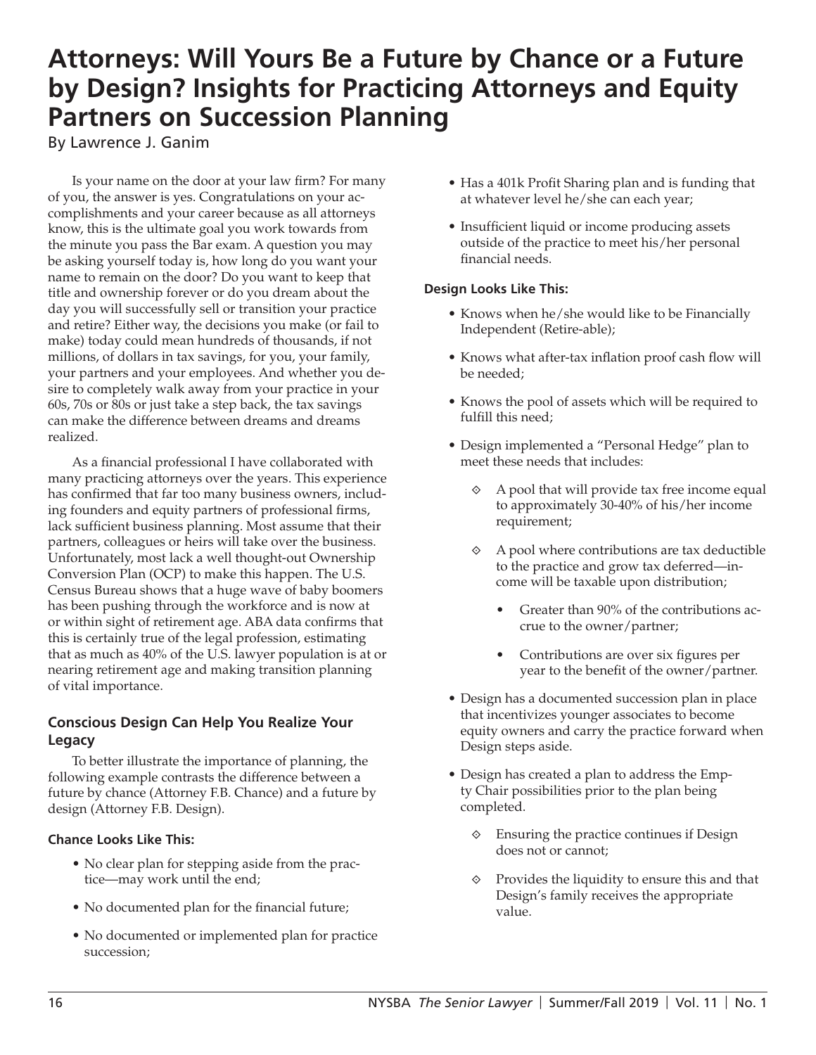# Attorneys: Will Yours Be a Future by Chance or a Future by Design? Insights for Practicing Attorneys and Equity Partners on Succession Planning

By Lawrence J. Ganim

Is your name on the door at your law firm? For many of you, the answer is yes. Congratulations on your accomplishments and your career because as all attorneys know, this is the ultimate goal you work towards from the minute you pass the Bar exam. A question you may be asking yourself today is, how long do you want your name to remain on the door? Do you want to keep that title and ownership forever or do you dream about the day you will successfully sell or transition your practice and retire? Either way, the decisions you make (or fail to make) today could mean hundreds of thousands, if not millions, of dollars in tax savings, for you, your family, your partners and your employees. And whether you desire to completely walk away from your practice in your 60s, 70s or 80s or just take a step back, the tax savings can make the difference between dreams and dreams realized.

As a financial professional I have collaborated with many practicing attorneys over the years. This experience has confirmed that far too many business owners, including founders and equity partners of professional firms, lack sufficient business planning. Most assume that their partners, colleagues or heirs will take over the business. Unfortunately, most lack a well thought-out Ownership Conversion Plan (OCP) to make this happen. The U.S. Census Bureau shows that a huge wave of baby boomers has been pushing through the workforce and is now at or within sight of retirement age. ABA data confirms that this is certainly true of the legal profession, estimating that as much as 40% of the U.S. lawyer population is at or nearing retirement age and making transition planning of vital importance.

### Conscious Design Can Help You Realize Your Legacy

To better illustrate the importance of planning, the following example contrasts the difference between a future by chance (Attorney F.B. Chance) and a future by design (Attorney F.B. Design).

**Chance Looks Like This:**

- No clear plan for stepping aside from the practice—may work until the end;
- No documented plan for the financial future;
- No documented or implemented plan for practice succession;
- Has a 401k Profit Sharing plan and is funding that at whatever level he/she can each year;
- Insufficient liquid or income producing assets outside of the practice to meet his/her personal financial needs.

**Design Looks Like This:**

- Knows when he/she would like to be Financially Independent (Retire-able);
- Knows what after-tax inflation proof cash flow will be needed;
- Knows the pool of assets which will be required to fulfill this need;
- Design implemented a "Personal Hedge" plan to meet these needs that includes:
  - A pool that will provide tax free income equal to approximately 30-40% of his/her income requirement;
  - A pool where contributions are tax deductible to the practice and grow tax deferred—income will be taxable upon distribution;
    - Greater than 90% of the contributions accrue to the owner/partner;
    - Contributions are over six figures per year to the benefit of the owner/partner.
- Design has a documented succession plan in place that incentivizes younger associates to become equity owners and carry the practice forward when Design steps aside.
- Design has created a plan to address the Empty Chair possibilities prior to the plan being completed.
  - Ensuring the practice continues if Design does not or cannot;
  - Provides the liquidity to ensure this and that Design's family receives the appropriate value.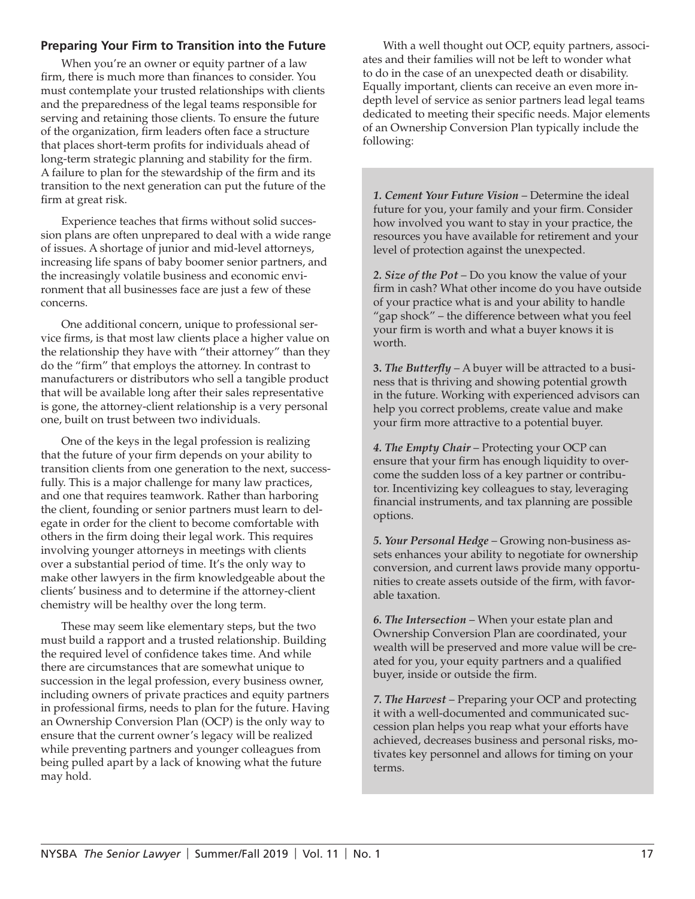### Preparing Your Firm to Transition into the Future

When you're an owner or equity partner of a law firm, there is much more than finances to consider. You must contemplate your trusted relationships with clients and the preparedness of the legal teams responsible for serving and retaining those clients. To ensure the future of the organization, firm leaders often face a structure that places short-term profits for individuals ahead of long-term strategic planning and stability for the firm. A failure to plan for the stewardship of the firm and its transition to the next generation can put the future of the firm at great risk.

Experience teaches that firms without solid succession plans are often unprepared to deal with a wide range of issues. A shortage of junior and mid-level attorneys, increasing life spans of baby boomer senior partners, and the increasingly volatile business and economic environment that all businesses face are just a few of these concerns.

One additional concern, unique to professional service firms, is that most law clients place a higher value on the relationship they have with "their attorney" than they do the "firm" that employs the attorney. In contrast to manufacturers or distributors who sell a tangible product that will be available long after their sales representative is gone, the attorney-client relationship is a very personal one, built on trust between two individuals.

One of the keys in the legal profession is realizing that the future of your firm depends on your ability to transition clients from one generation to the next, successfully. This is a major challenge for many law practices, and one that requires teamwork. Rather than harboring the client, founding or senior partners must learn to delegate in order for the client to become comfortable with others in the firm doing their legal work. This requires involving younger attorneys in meetings with clients over a substantial period of time. It's the only way to make other lawyers in the firm knowledgeable about the clients' business and to determine if the attorney-client chemistry will be healthy over the long term.

These may seem like elementary steps, but the two must build a rapport and a trusted relationship. Building the required level of confidence takes time. And while there are circumstances that are somewhat unique to succession in the legal profession, every business owner, including owners of private practices and equity partners in professional firms, needs to plan for the future. Having an Ownership Conversion Plan (OCP) is the only way to ensure that the current owner's legacy will be realized while preventing partners and younger colleagues from being pulled apart by a lack of knowing what the future may hold.

With a well thought out OCP, equity partners, associates and their families will not be left to wonder what to do in the case of an unexpected death or disability. Equally important, clients can receive an even more in-depth level of service as senior partners lead legal teams dedicated to meeting their specific needs. Major elements of an Ownership Conversion Plan typically include the following:

***1. Cement Your Future Vision*** – Determine the ideal future for you, your family and your firm. Consider how involved you want to stay in your practice, the resources you have available for retirement and your level of protection against the unexpected.

***2. Size of the Pot*** – Do you know the value of your firm in cash? What other income do you have outside of your practice what is and your ability to handle "gap shock" – the difference between what you feel your firm is worth and what a buyer knows it is worth.

**3.** ***The Butterfly*** – A buyer will be attracted to a business that is thriving and showing potential growth in the future. Working with experienced advisors can help you correct problems, create value and make your firm more attractive to a potential buyer.

***4. The Empty Chair*** – Protecting your OCP can ensure that your firm has enough liquidity to overcome the sudden loss of a key partner or contributor. Incentivizing key colleagues to stay, leveraging financial instruments, and tax planning are possible options.

***5. Your Personal Hedge*** – Growing non-business assets enhances your ability to negotiate for ownership conversion, and current laws provide many opportunities to create assets outside of the firm, with favorable taxation.

***6. The Intersection*** – When your estate plan and Ownership Conversion Plan are coordinated, your wealth will be preserved and more value will be created for you, your equity partners and a qualified buyer, inside or outside the firm.

***7. The Harvest*** – Preparing your OCP and protecting it with a well-documented and communicated succession plan helps you reap what your efforts have achieved, decreases business and personal risks, motivates key personnel and allows for timing on your terms.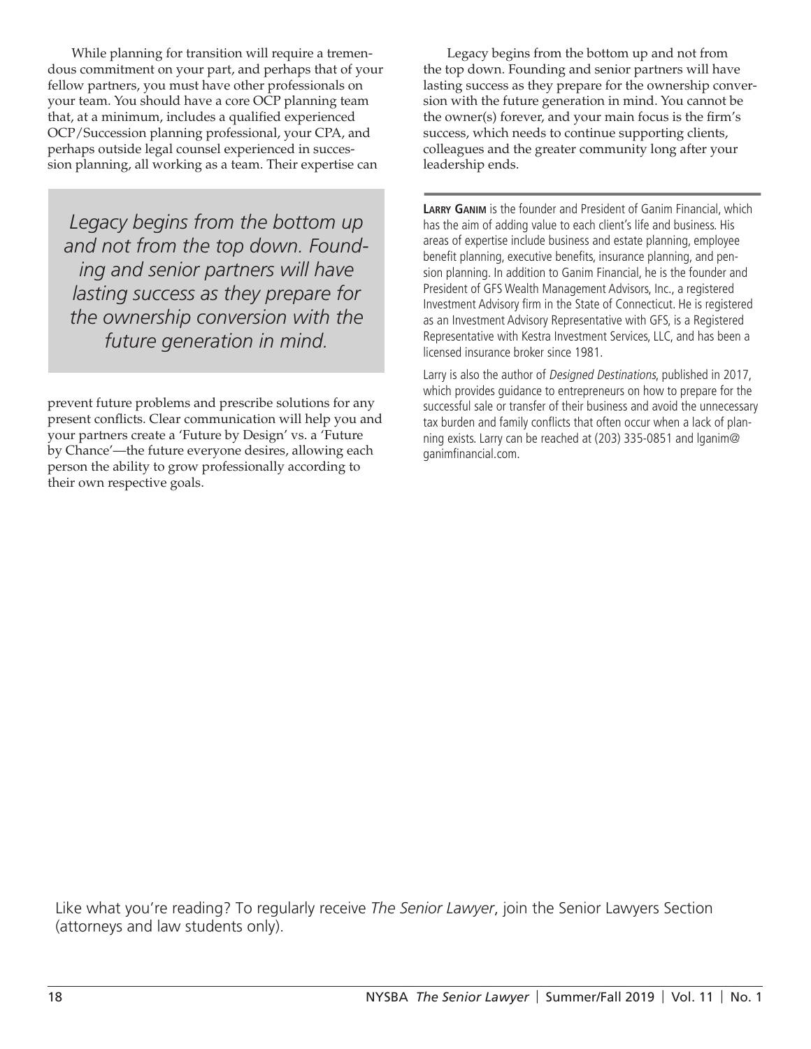While planning for transition will require a tremendous commitment on your part, and perhaps that of your fellow partners, you must have other professionals on your team. You should have a core OCP planning team that, at a minimum, includes a qualified experienced OCP/Succession planning professional, your CPA, and perhaps outside legal counsel experienced in succession planning, all working as a team. Their expertise can prevent future problems and prescribe solutions for any present conflicts. Clear communication will help you and your partners create a 'Future by Design' vs. a 'Future by Chance'—the future everyone desires, allowing each person the ability to grow professionally according to their own respective goals.

> *Legacy begins from the bottom up and not from the top down. Founding and senior partners will have lasting success as they prepare for the ownership conversion with the future generation in mind.*

Legacy begins from the bottom up and not from the top down. Founding and senior partners will have lasting success as they prepare for the ownership conversion with the future generation in mind. You cannot be the owner(s) forever, and your main focus is the firm's success, which needs to continue supporting clients, colleagues and the greater community long after your leadership ends.

---

**Larry Ganim** is the founder and President of Ganim Financial, which has the aim of adding value to each client's life and business. His areas of expertise include business and estate planning, employee benefit planning, executive benefits, insurance planning, and pension planning. In addition to Ganim Financial, he is the founder and President of GFS Wealth Management Advisors, Inc., a registered Investment Advisory firm in the State of Connecticut. He is registered as an Investment Advisory Representative with GFS, is a Registered Representative with Kestra Investment Services, LLC, and has been a licensed insurance broker since 1981.

Larry is also the author of *Designed Destinations*, published in 2017, which provides guidance to entrepreneurs on how to prepare for the successful sale or transfer of their business and avoid the unnecessary tax burden and family conflicts that often occur when a lack of planning exists. Larry can be reached at (203) 335-0851 and lganim@ganimfinancial.com.

Like what you're reading? To regularly receive *The Senior Lawyer*, join the Senior Lawyers Section (attorneys and law students only).